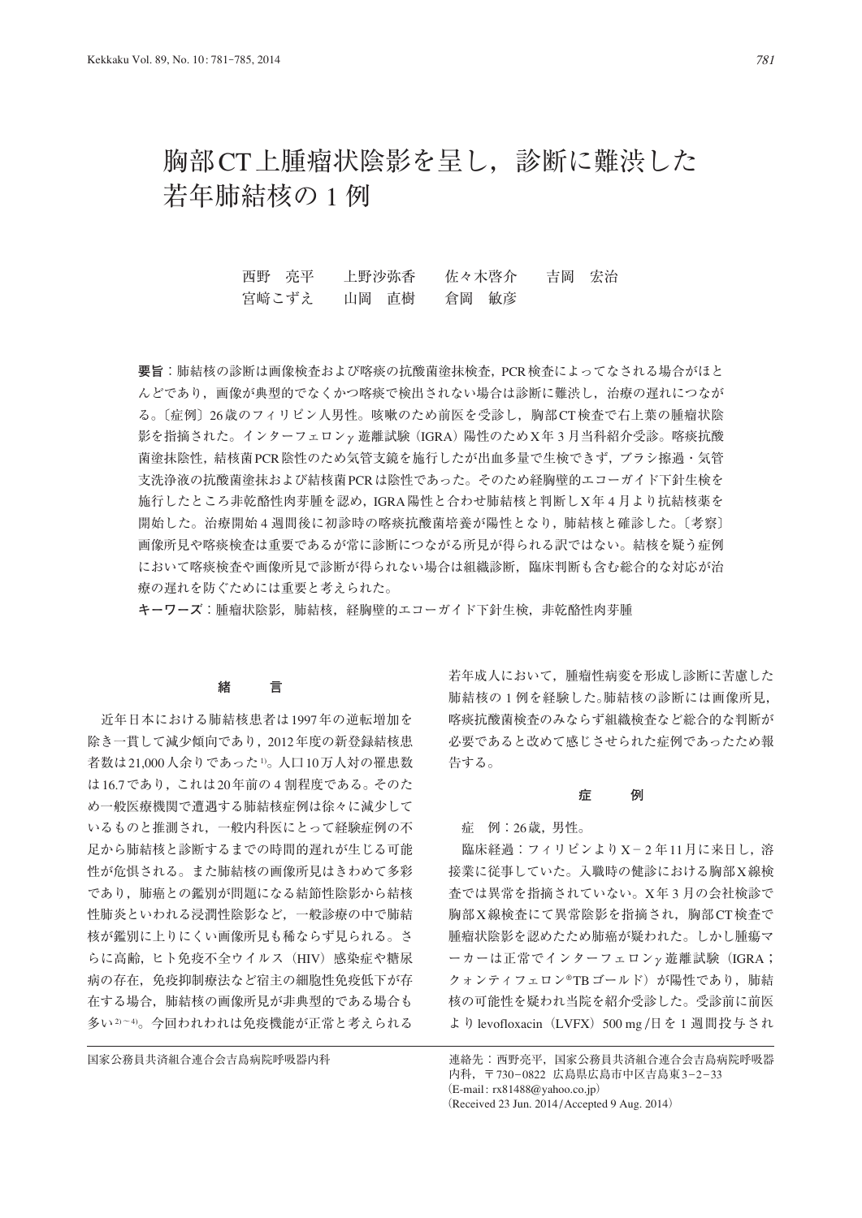# 胸部CT上腫瘤状陰影を呈し，診断に難渋した若年肺結核の1例

西野　亮平　　上野沙弥香　　佐々木啓介　　吉岡　宏治
宮﨑こずえ　　山岡　直樹　　倉岡　敏彦

**要旨**：肺結核の診断は画像検査および喀痰の抗酸菌塗抹検査，PCR検査によってなされる場合がほとんどであり，画像が典型的でなく かつ喀痰で検出されない場合は診断に難渋し，治療の遅れにつながる。〔症例〕26歳のフィリピン人男性。咳嗽のため前医を受診し，胸部CT検査で右上葉の腫瘤状陰影を指摘された。インターフェロン$\gamma$遊離試験（IGRA）陽性のためX年3月当科紹介受診。喀痰抗酸菌塗抹陰性，結核菌PCR陰性のため気管支鏡を施行したが出血多量で生検できず，ブラシ擦過・気管支洗浄液の抗酸菌塗抹および結核菌PCRは陰性であった。そのため経胸壁的エコーガイド下針生検を施行したところ非乾酪性肉芽腫を認め，IGRA陽性と合わせ肺結核と判断しX年4月より抗結核薬を開始した。治療開始4週間後に初診時の喀痰抗酸菌培養が陽性となり，肺結核と確診した。〔考察〕画像所見や喀痰検査は重要であるが常に診断につながる所見が得られる訳ではない。結核を疑う症例において喀痰検査や画像所見で診断が得られない場合は組織診断，臨床判断も含む総合的な対応が治療の遅れを防ぐためには重要と考えられた。

**キーワーズ**：腫瘤状陰影，肺結核，経胸壁的エコーガイド下針生検，非乾酪性肉芽腫

## 緒　　言

近年日本における肺結核患者は1997年の逆転増加を除き一貫して減少傾向であり，2012年度の新登録結核患者数は21,000人余りであった[1]。人口10万人対の罹患数は16.7であり，これは20年前の4割程度である。そのため一般医療機関で遭遇する肺結核症例は徐々に減少しているものと推測され，一般内科医にとって経験症例の不足から肺結核と診断するまでの時間的遅れが生じる可能性が危惧される。また肺結核の画像所見はきわめて多彩であり，肺癌との鑑別が問題になる結節性陰影から結核性肺炎といわれる浸潤性陰影など，一般診療の中で肺結核が鑑別に上りにくい画像所見も稀ならず見られる。さらに高齢，ヒト免疫不全ウイルス（HIV）感染症や糖尿病の存在，免疫抑制療法など宿主の細胞性免疫低下が存在する場合，肺結核の画像所見が非典型的である場合も多い[2)〜4)]。今回われわれは免疫機能が正常と考えられる若年成人において，腫瘤性病変を形成し診断に苦慮した肺結核の1例を経験した。肺結核の診断には画像所見，喀痰抗酸菌検査のみならず組織検査など総合的な判断が必要であると改めて感じさせられた症例であったため報告する。

## 症　　例

症　例：26歳，男性。

臨床経過：フィリピンよりX－2年11月に来日し，溶接業に従事していた。入職時の健診における胸部X線検査では異常を指摘されていない。X年3月の会社検診で胸部X線検査にて異常陰影を指摘され，胸部CT検査で腫瘤状陰影を認めたため肺癌が疑われた。しかし腫瘍マーカーは正常でインターフェロン$\gamma$遊離試験（IGRA；クォンティフェロン®TBゴールド）が陽性であり，肺結核の可能性を疑われ当院を紹介受診した。受診前に前医よりlevofloxacin（LVFX）500 mg/日を1週間投与され

国家公務員共済組合連合会吉島病院呼吸器内科

連絡先：西野亮平，国家公務員共済組合連合会吉島病院呼吸器内科，〒730－0822　広島県広島市中区吉島東3－2－33
（E-mail: rx81488@yahoo.co.jp）
（Received 23 Jun. 2014/Accepted 9 Aug. 2014）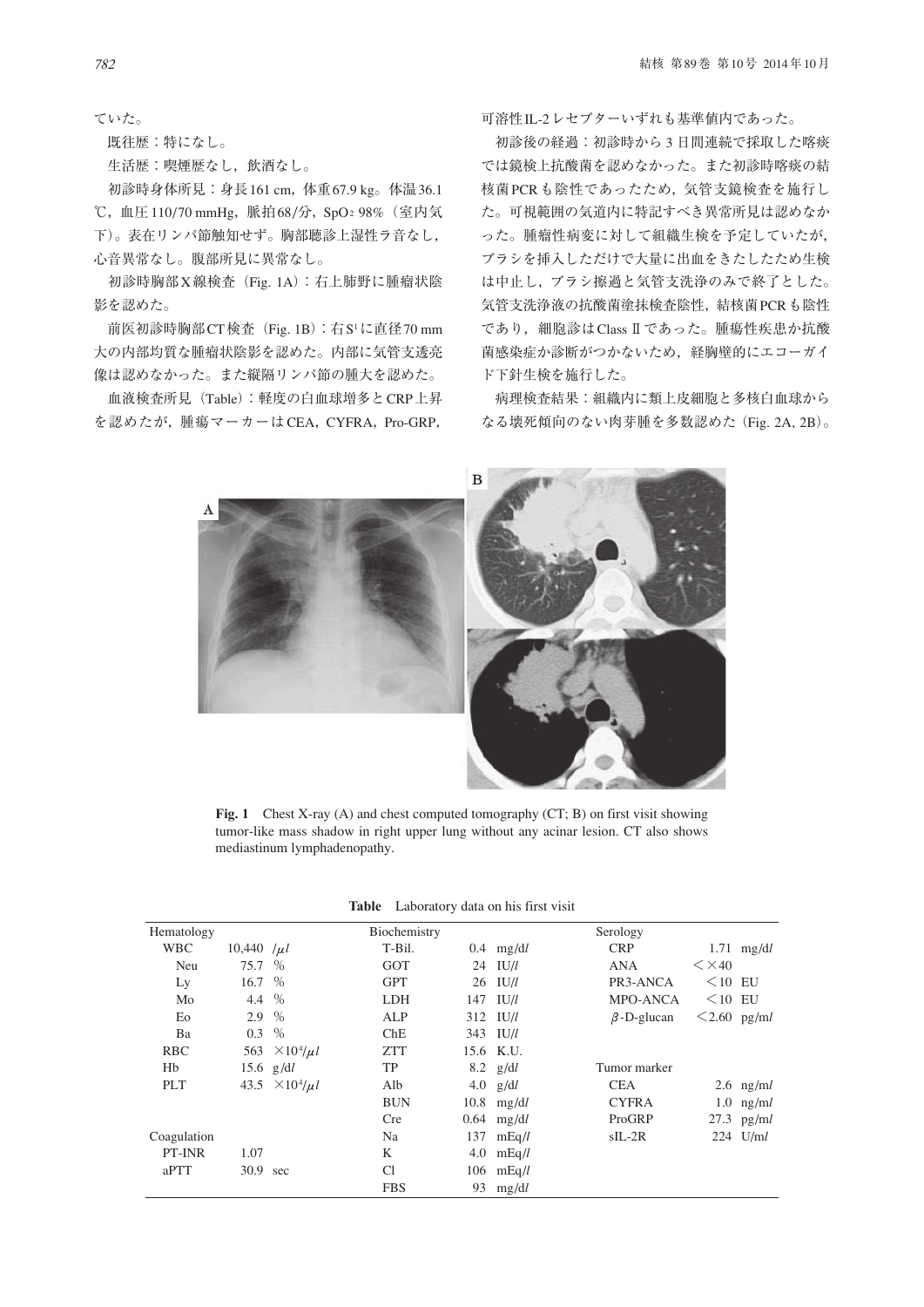ていた。

既往歴：特になし。

生活歴：喫煙歴なし，飲酒なし。

初診時身体所見：身長161 cm，体重67.9 kg。体温36.1 ℃，血圧110/70 mmHg，脈拍68/分，$SpO_2$ 98%（室内気下）。表在リンパ節触知せず。胸部聴診上湿性ラ音なし，心音異常なし。腹部所見に異常なし。

初診時胸部X線検査（Fig. 1A）：右上肺野に腫瘤状陰影を認めた。

前医初診時胸部CT検査（Fig. 1B）：右$S^1$に直径70 mm大の内部均質な腫瘤状陰影を認めた。内部に気管支透亮像は認めなかった。また縦隔リンパ節の腫大を認めた。

血液検査所見（Table）：軽度の白血球増多とCRP上昇を認めたが，腫瘍マーカーはCEA，CYFRA，Pro-GRP，可溶性IL-2レセプターいずれも基準値内であった。

初診後の経過：初診時から3日間連続で採取した喀痰では鏡検上抗酸菌を認めなかった。また初診時喀痰の結核菌PCRも陰性であったため，気管支鏡検査を施行した。可視範囲の気道内に特記すべき異常所見は認めなかった。腫瘤性病変に対して組織生検を予定していたが，ブラシを挿入しただけで大量に出血をきたしたため生検は中止し，ブラシ擦過と気管支洗浄のみで終了とした。気管支洗浄液の抗酸菌塗抹検査陰性，結核菌PCRも陰性であり，細胞診はClass IIであった。腫瘍性疾患か抗酸菌感染症か診断がつかないため，経胸壁的にエコーガイド下針生検を施行した。

病理検査結果：組織内に類上皮細胞と多核白血球からなる壊死傾向のない肉芽腫を多数認めた（Fig. 2A, 2B）。

**Fig. 1** Chest X-ray (A) and chest computed tomography (CT; B) on first visit showing tumor-like mass shadow in right upper lung without any acinar lesion. CT also shows mediastinum lymphadenopathy.

**Table** Laboratory data on his first visit

| Hematology | | | Biochemistry | | | Serology | | |
|---|---|---|---|---|---|---|---|---|
| WBC | 10,440 | /μl | T-Bil. | 0.4 | mg/dl | CRP | 1.71 | mg/dl |
| Neu | 75.7 | % | GOT | 24 | IU/l | ANA | <×40 | |
| Ly | 16.7 | % | GPT | 26 | IU/l | PR3-ANCA | <10 | EU |
| Mo | 4.4 | % | LDH | 147 | IU/l | MPO-ANCA | <10 | EU |
| Eo | 2.9 | % | ALP | 312 | IU/l | β-D-glucan | <2.60 | pg/ml |
| Ba | 0.3 | % | ChE | 343 | IU/l | | | |
| RBC | 563 | $\times 10^4/\mu l$ | ZTT | 15.6 | K.U. | | | |
| Hb | 15.6 | g/dl | TP | 8.2 | g/dl | Tumor marker | | |
| PLT | 43.5 | $\times 10^4/\mu l$ | Alb | 4.0 | g/dl | CEA | 2.6 | ng/ml |
| | | | BUN | 10.8 | mg/dl | CYFRA | 1.0 | ng/ml |
| | | | Cre | 0.64 | mg/dl | ProGRP | 27.3 | pg/ml |
| Coagulation | | | Na | 137 | mEq/l | sIL-2R | 224 | U/ml |
| PT-INR | 1.07 | | K | 4.0 | mEq/l | | | |
| aPTT | 30.9 | sec | Cl | 106 | mEq/l | | | |
| | | | FBS | 93 | mg/dl | | | |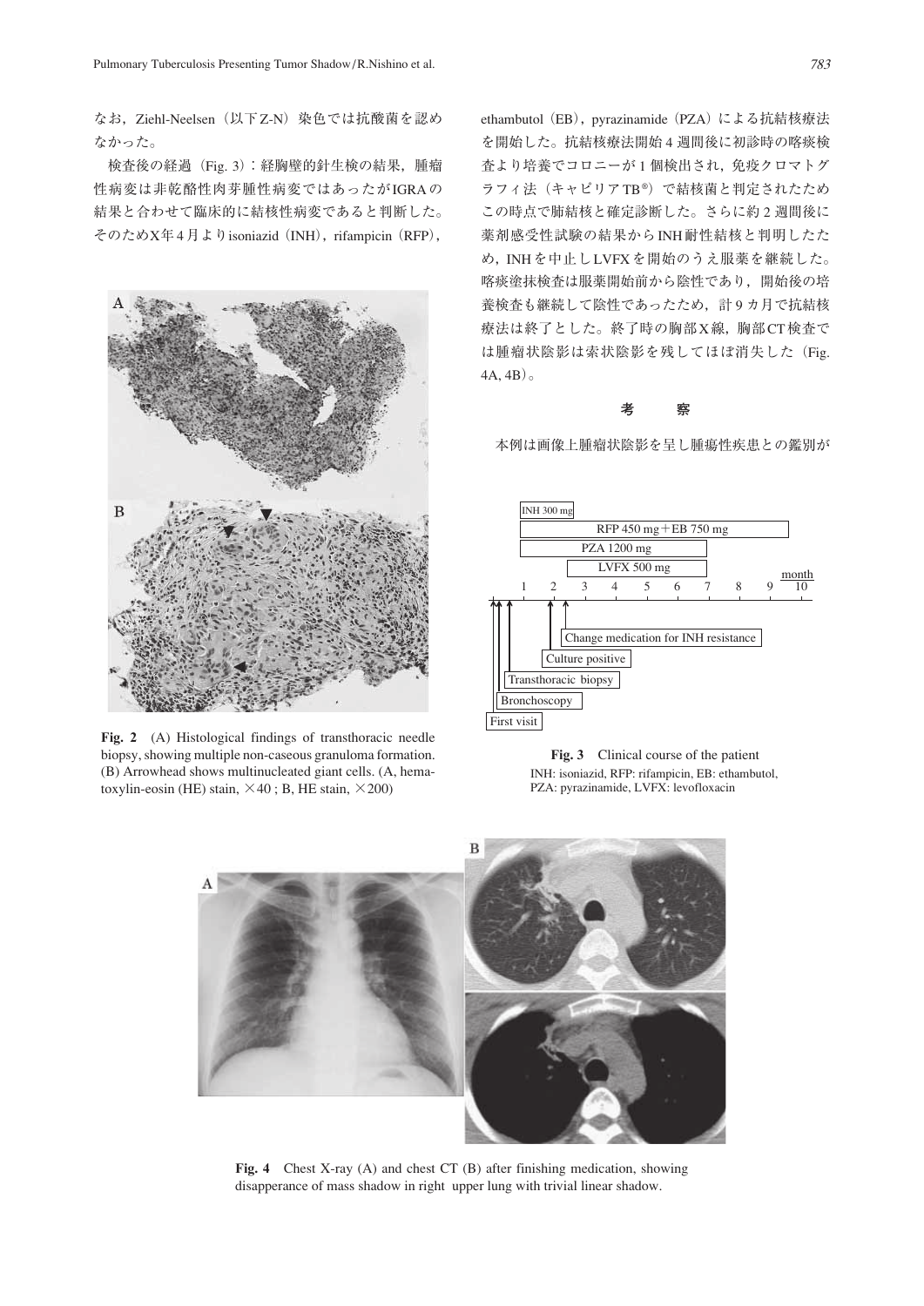なお，Ziehl-Neelsen（以下Z-N）染色では抗酸菌を認めなかった。

検査後の経過（Fig. 3）：経胸壁的針生検の結果，腫瘤性病変は非乾酪性肉芽腫性病変ではあったがIGRAの結果と合わせて臨床的に結核性病変であると判断した。そのためX年4月よりisoniazid（INH），rifampicin（RFP），ethambutol（EB），pyrazinamide（PZA）による抗結核療法を開始した。抗結核療法開始4週間後に初診時の喀痰検査より培養でコロニーが1個検出され，免疫クロマトグラフィ法（キャピリアTB®）で結核菌と判定されたためこの時点で肺結核と確定診断した。さらに約2週間後に薬剤感受性試験の結果からINH耐性結核と判明したため，INHを中止しLVFXを開始のうえ服薬を継続した。喀痰塗抹検査は服薬開始前から陰性であり，開始後の培養検査も継続して陰性であったため，計9カ月で抗結核療法は終了とした。終了時の胸部X線，胸部CT検査では腫瘤状陰影は索状陰影を残してほぼ消失した（Fig. 4A, 4B）。

**Fig. 2** (A) Histological findings of transthoracic needle biopsy, showing multiple non-caseous granuloma formation. (B) Arrowhead shows multinucleated giant cells. (A, hematoxylin-eosin (HE) stain, ×40 ; B, HE stain, ×200)

**Fig. 3** Clinical course of the patient
INH: isoniazid, RFP: rifampicin, EB: ethambutol, PZA: pyrazinamide, LVFX: levofloxacin

**Fig. 4** Chest X-ray (A) and chest CT (B) after finishing medication, showing disapperance of mass shadow in right upper lung with trivial linear shadow.

## 考　察

本例は画像上腫瘤状陰影を呈し腫瘍性疾患との鑑別が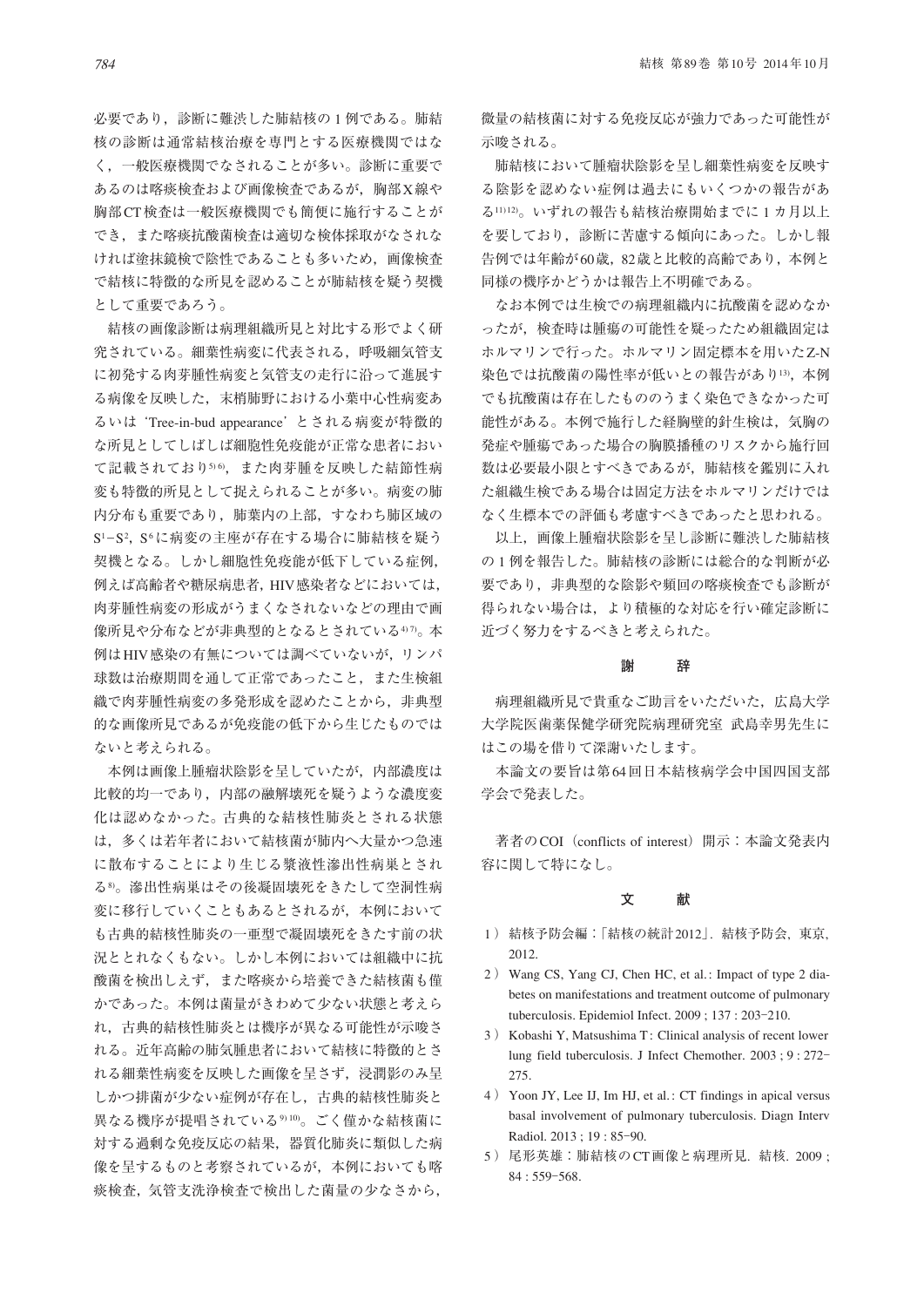必要であり，診断に難渋した肺結核の1例である。肺結核の診断は通常結核治療を専門とする医療機関ではなく，一般医療機関でなされることが多い。診断に重要であるのは喀痰検査および画像検査であるが，胸部X線や胸部CT検査は一般医療機関でも簡便に施行することができ，また喀痰抗酸菌検査は適切な検体採取がなされなければ塗抹鏡検で陰性であることも多いため，画像検査で結核に特徴的な所見を認めることが肺結核を疑う契機として重要であろう。

結核の画像診断は病理組織所見と対比する形でよく研究されている。細葉性病変に代表される，呼吸細気管支に初発する肉芽腫性病変と気管支の走行に沿って進展する病像を反映した，末梢肺野における小葉中心性病変あるいは'Tree-in-bud appearance'とされる病変が特徴的な所見としてしばしば細胞性免疫能が正常な患者において記載されており[5,6]，また肉芽腫を反映した結節性病変も特徴的所見として捉えられることが多い。病変の肺内分布も重要であり，肺葉内の上部，すなわち肺区域の$S^1-S^2$，$S^6$に病変の主座が存在する場合に肺結核を疑う契機となる。しかし細胞性免疫能が低下している症例，例えば高齢者や糖尿病患者，HIV感染者などにおいては，肉芽腫性病変の形成がうまくなされないなどの理由で画像所見や分布などが非典型的となるとされている[4,7]。本例はHIV感染の有無については調べていないが，リンパ球数は治療期間を通して正常であったこと，また生検組織で肉芽腫性病変の多発形成を認めたことから，非典型的な画像所見であるが免疫能の低下から生じたものではないと考えられる。

本例は画像上腫瘤状陰影を呈していたが，内部濃度は比較的均一であり，内部の融解壊死を疑うような濃度変化は認めなかった。古典的な結核性肺炎とされる状態は，多くは若年者において結核菌が肺内へ大量かつ急速に散布することにより生じる漿液性滲出性病巣とされる[8]。滲出性病巣はその後凝固壊死をきたして空洞性病変に移行していくこともあるとされるが，本例においても古典的結核性肺炎の一亜型で凝固壊死をきたす前の状況とともとれなくもない。しかし本例においては組織中に抗酸菌を検出しえず，また喀痰から培養できた結核菌も僅かであった。本例は菌量がきわめて少ない状態と考えられ，古典的結核性肺炎とは機序が異なる可能性が示唆される。近年高齢の肺気腫患者において結核に特徴的とされる細葉性病変を反映した画像を呈さず，浸潤影のみ呈しかつ排菌が少ない症例が存在し，古典的結核性肺炎と異なる機序が提唱されている[9,10]。ごく僅かな結核菌に対する過剰な免疫反応の結果，器質化肺炎に類似した病像を呈するものと考察されているが，本例においても喀痰検査，気管支洗浄検査で検出した菌量の少なさから，微量の結核菌に対する免疫反応が強力であった可能性が示唆される。

肺結核において腫瘤状陰影を呈し細葉性病変を反映する陰影を認めない症例は過去にもいくつかの報告がある[11,12]。いずれの報告も結核治療開始までに1カ月以上を要しており，診断に苦慮する傾向にあった。しかし報告例では年齢が60歳，82歳と比較的高齢であり，本例と同様の機序かどうかは報告上不明確である。

なお本例では生検での病理組織内に抗酸菌を認めなかったが，検査時は腫瘍の可能性を疑ったため組織固定はホルマリンで行った。ホルマリン固定標本を用いたZ-N染色では抗酸菌の陽性率が低いとの報告があり[13]，本例でも抗酸菌は存在したもののうまく染色できなかった可能性がある。本例で施行した経胸壁的針生検は，気胸の発症や腫瘍であった場合の胸膜播種のリスクから施行回数は必要最小限とすべきであるが，肺結核を鑑別に入れた組織生検である場合は固定方法をホルマリンだけではなく生標本での評価も考慮すべきであったと思われる。

以上，画像上腫瘤状陰影を呈し診断に難渋した肺結核の1例を報告した。肺結核の診断には総合的な判断が必要であり，非典型的な陰影や頻回の喀痰検査でも診断が得られない場合は，より積極的な対応を行い確定診断に近づく努力をするべきと考えられた。

## 謝　辞

病理組織所見で貴重なご助言をいただいた，広島大学大学院医歯薬保健学研究院病理研究室 武島幸男先生にはこの場を借りて深謝いたします。

本論文の要旨は第64回日本結核病学会中国四国支部学会で発表した。

著者のCOI（conflicts of interest）開示：本論文発表内容に関して特になし。

## 文　献

1） 結核予防会編：「結核の統計2012」. 結核予防会, 東京, 2012.
2） Wang CS, Yang CJ, Chen HC, et al.: Impact of type 2 diabetes on manifestations and treatment outcome of pulmonary tuberculosis. Epidemiol Infect. 2009 ; 137 : 203–210.
3） Kobashi Y, Matsushima T: Clinical analysis of recent lower lung field tuberculosis. J Infect Chemother. 2003 ; 9 : 272–275.
4） Yoon JY, Lee IJ, Im HJ, et al.: CT findings in apical versus basal involvement of pulmonary tuberculosis. Diagn Interv Radiol. 2013 ; 19 : 85–90.
5） 尾形英雄：肺結核のCT画像と病理所見. 結核. 2009 ; 84 : 559–568.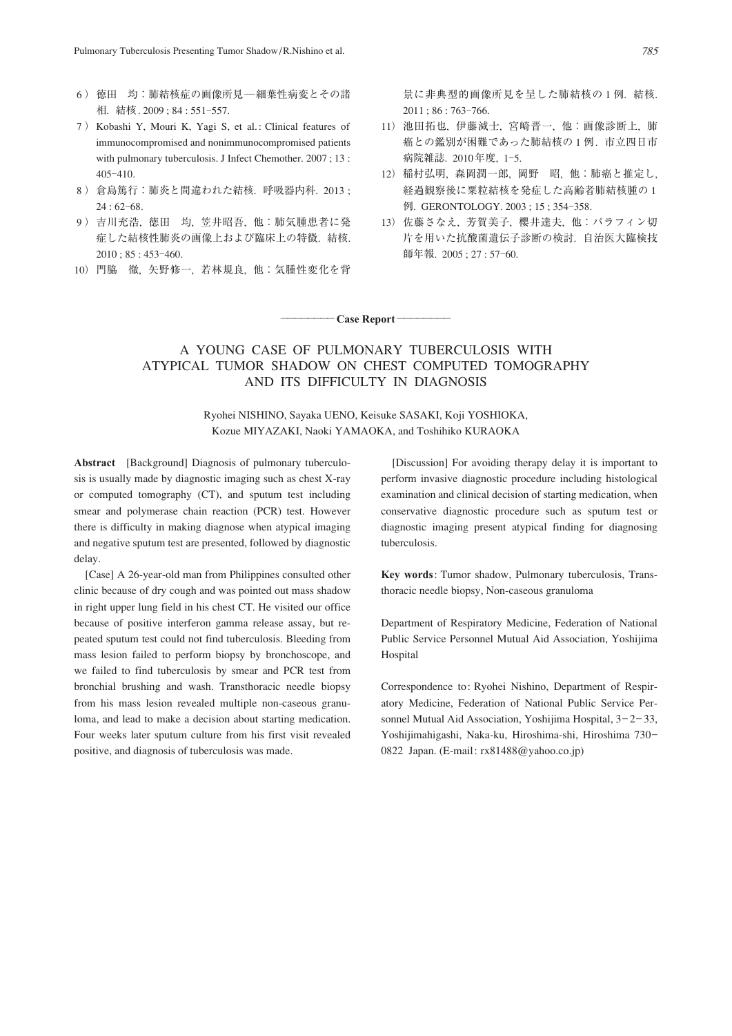6) 徳田　均：肺結核症の画像所見—細葉性病変とその諸相．結核. 2009 ; 84 : 551–557.

7) Kobashi Y, Mouri K, Yagi S, et al.: Clinical features of immunocompromised and nonimmunocompromised patients with pulmonary tuberculosis. J Infect Chemother. 2007 ; 13 : 405–410.

8) 倉島篤行：肺炎と間違われた結核．呼吸器内科．2013 ; 24 : 62–68.

9) 吉川充浩，徳田　均，笠井昭吾，他：肺気腫患者に発症した結核性肺炎の画像上および臨床上の特徴．結核. 2010 ; 85 : 453–460.

10) 門脇　徹，矢野修一，若林規良，他：気腫性変化を背景に非典型的画像所見を呈した肺結核の1例．結核. 2011 ; 86 : 763–766.

11) 池田拓也，伊藤誠士，宮崎晋一，他：画像診断上，肺癌との鑑別が困難であった肺結核の1例．市立四日市病院雑誌．2010年度，1–5.

12) 稲村弘明，森岡潤一郎，岡野　昭，他：肺癌と推定し，経過観察後に粟粒結核を発症した高齢者肺結核腫の1例．GERONTOLOGY. 2003 ; 15 ; 354–358.

13) 佐藤さなえ，芳賀美子，櫻井達夫，他：パラフィン切片を用いた抗酸菌遺伝子診断の検討．自治医大臨検技師年報．2005 ; 27 : 57–60.

---

**Case Report**

# A YOUNG CASE OF PULMONARY TUBERCULOSIS WITH ATYPICAL TUMOR SHADOW ON CHEST COMPUTED TOMOGRAPHY AND ITS DIFFICULTY IN DIAGNOSIS

Ryohei NISHINO, Sayaka UENO, Keisuke SASAKI, Koji YOSHIOKA, Kozue MIYAZAKI, Naoki YAMAOKA, and Toshihiko KURAOKA

**Abstract** [Background] Diagnosis of pulmonary tuberculosis is usually made by diagnostic imaging such as chest X-ray or computed tomography (CT), and sputum test including smear and polymerase chain reaction (PCR) test. However there is difficulty in making diagnose when atypical imaging and negative sputum test are presented, followed by diagnostic delay.

[Case] A 26-year-old man from Philippines consulted other clinic because of dry cough and was pointed out mass shadow in right upper lung field in his chest CT. He visited our office because of positive interferon gamma release assay, but repeated sputum test could not find tuberculosis. Bleeding from mass lesion failed to perform biopsy by bronchoscope, and we failed to find tuberculosis by smear and PCR test from bronchial brushing and wash. Transthoracic needle biopsy from his mass lesion revealed multiple non-caseous granuloma, and lead to make a decision about starting medication. Four weeks later sputum culture from his first visit revealed positive, and diagnosis of tuberculosis was made.

[Discussion] For avoiding therapy delay it is important to perform invasive diagnostic procedure including histological examination and clinical decision of starting medication, when conservative diagnostic procedure such as sputum test or diagnostic imaging present atypical finding for diagnosing tuberculosis.

**Key words**: Tumor shadow, Pulmonary tuberculosis, Transthoracic needle biopsy, Non-caseous granuloma

Department of Respiratory Medicine, Federation of National Public Service Personnel Mutual Aid Association, Yoshijima Hospital

Correspondence to: Ryohei Nishino, Department of Respiratory Medicine, Federation of National Public Service Personnel Mutual Aid Association, Yoshijima Hospital, 3–2–33, Yoshijimahigashi, Naka-ku, Hiroshima-shi, Hiroshima 730–0822 Japan. (E-mail: rx81488@yahoo.co.jp)